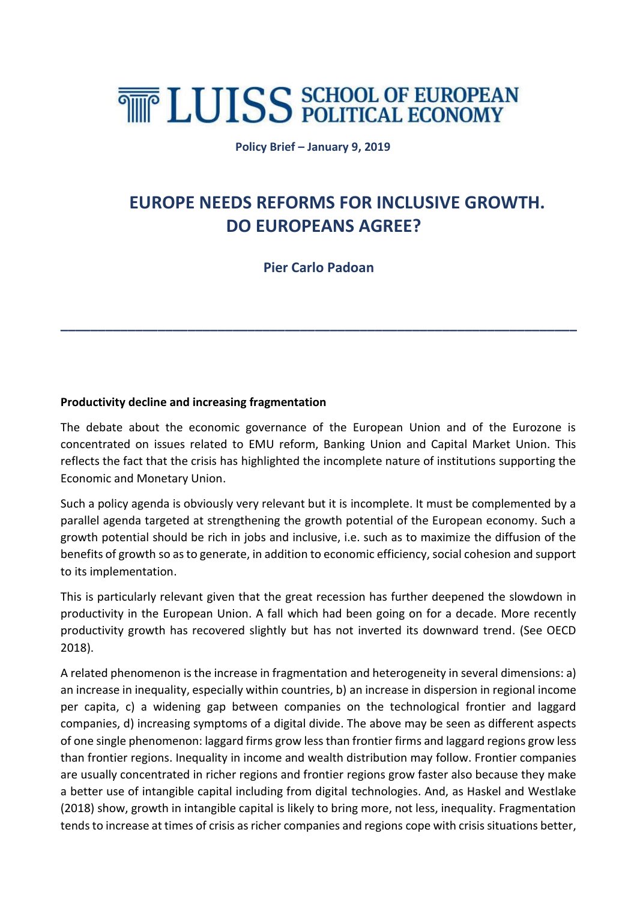LUISS SCHOOL OF EUROPEAN POLITICAL ECONOMY

**Policy Brief – January 9, 2019**

# EUROPE NEEDS REFORMS FOR INCLUSIVE GROWTH. DO EUROPEANS AGREE?

**Pier Carlo Padoan**

---

**Productivity decline and increasing fragmentation**

The debate about the economic governance of the European Union and of the Eurozone is concentrated on issues related to EMU reform, Banking Union and Capital Market Union. This reflects the fact that the crisis has highlighted the incomplete nature of institutions supporting the Economic and Monetary Union.

Such a policy agenda is obviously very relevant but it is incomplete. It must be complemented by a parallel agenda targeted at strengthening the growth potential of the European economy. Such a growth potential should be rich in jobs and inclusive, i.e. such as to maximize the diffusion of the benefits of growth so as to generate, in addition to economic efficiency, social cohesion and support to its implementation.

This is particularly relevant given that the great recession has further deepened the slowdown in productivity in the European Union. A fall which had been going on for a decade. More recently productivity growth has recovered slightly but has not inverted its downward trend. (See OECD 2018).

A related phenomenon is the increase in fragmentation and heterogeneity in several dimensions: a) an increase in inequality, especially within countries, b) an increase in dispersion in regional income per capita, c) a widening gap between companies on the technological frontier and laggard companies, d) increasing symptoms of a digital divide. The above may be seen as different aspects of one single phenomenon: laggard firms grow less than frontier firms and laggard regions grow less than frontier regions. Inequality in income and wealth distribution may follow. Frontier companies are usually concentrated in richer regions and frontier regions grow faster also because they make a better use of intangible capital including from digital technologies. And, as Haskel and Westlake (2018) show, growth in intangible capital is likely to bring more, not less, inequality. Fragmentation tends to increase at times of crisis as richer companies and regions cope with crisis situations better,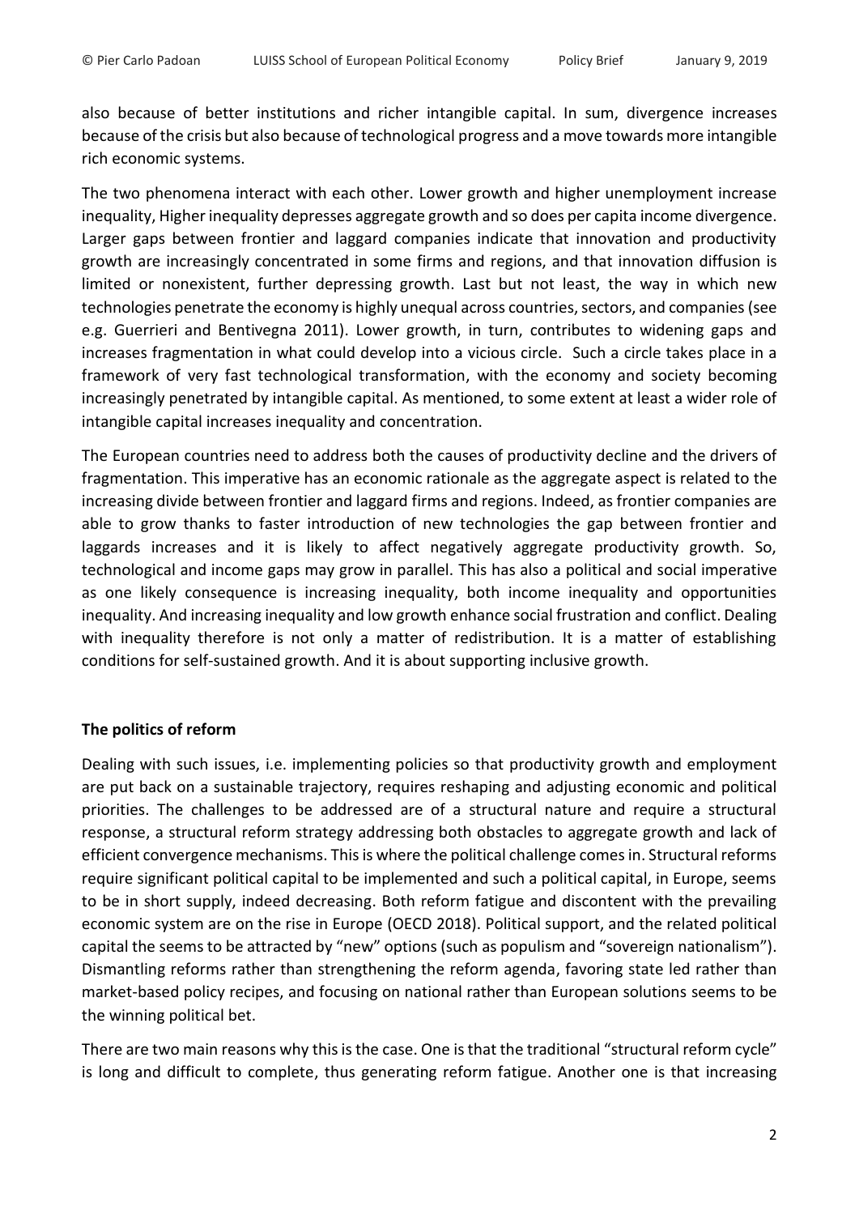also because of better institutions and richer intangible capital. In sum, divergence increases because of the crisis but also because of technological progress and a move towards more intangible rich economic systems.

The two phenomena interact with each other. Lower growth and higher unemployment increase inequality, Higher inequality depresses aggregate growth and so does per capita income divergence. Larger gaps between frontier and laggard companies indicate that innovation and productivity growth are increasingly concentrated in some firms and regions, and that innovation diffusion is limited or nonexistent, further depressing growth. Last but not least, the way in which new technologies penetrate the economy is highly unequal across countries, sectors, and companies (see e.g. Guerrieri and Bentivegna 2011). Lower growth, in turn, contributes to widening gaps and increases fragmentation in what could develop into a vicious circle. Such a circle takes place in a framework of very fast technological transformation, with the economy and society becoming increasingly penetrated by intangible capital. As mentioned, to some extent at least a wider role of intangible capital increases inequality and concentration.

The European countries need to address both the causes of productivity decline and the drivers of fragmentation. This imperative has an economic rationale as the aggregate aspect is related to the increasing divide between frontier and laggard firms and regions. Indeed, as frontier companies are able to grow thanks to faster introduction of new technologies the gap between frontier and laggards increases and it is likely to affect negatively aggregate productivity growth. So, technological and income gaps may grow in parallel. This has also a political and social imperative as one likely consequence is increasing inequality, both income inequality and opportunities inequality. And increasing inequality and low growth enhance social frustration and conflict. Dealing with inequality therefore is not only a matter of redistribution. It is a matter of establishing conditions for self-sustained growth. And it is about supporting inclusive growth.

## The politics of reform

Dealing with such issues, i.e. implementing policies so that productivity growth and employment are put back on a sustainable trajectory, requires reshaping and adjusting economic and political priorities. The challenges to be addressed are of a structural nature and require a structural response, a structural reform strategy addressing both obstacles to aggregate growth and lack of efficient convergence mechanisms. This is where the political challenge comes in. Structural reforms require significant political capital to be implemented and such a political capital, in Europe, seems to be in short supply, indeed decreasing. Both reform fatigue and discontent with the prevailing economic system are on the rise in Europe (OECD 2018). Political support, and the related political capital the seems to be attracted by "new" options (such as populism and "sovereign nationalism"). Dismantling reforms rather than strengthening the reform agenda, favoring state led rather than market-based policy recipes, and focusing on national rather than European solutions seems to be the winning political bet.

There are two main reasons why this is the case. One is that the traditional "structural reform cycle" is long and difficult to complete, thus generating reform fatigue. Another one is that increasing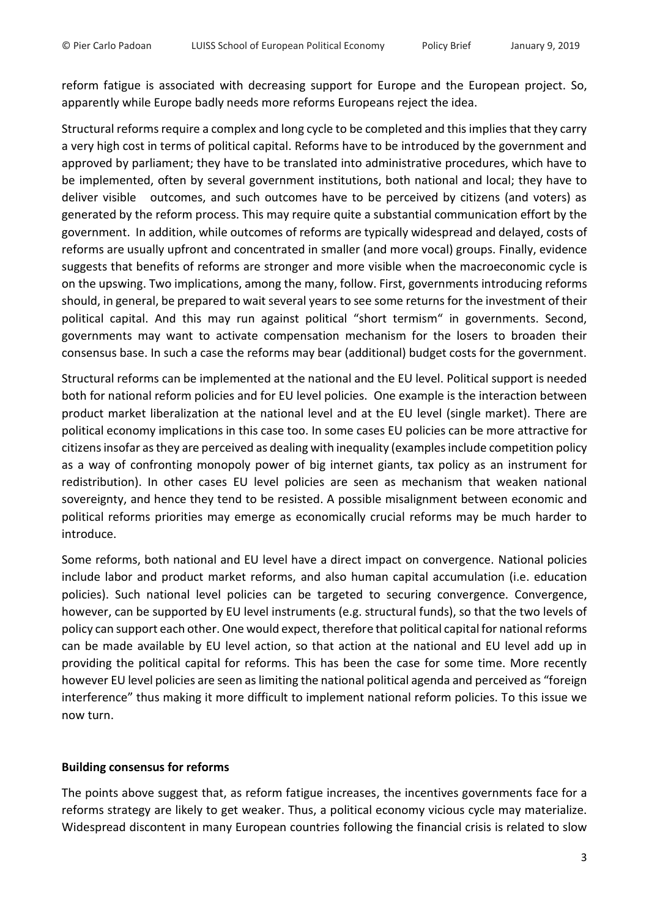reform fatigue is associated with decreasing support for Europe and the European project. So, apparently while Europe badly needs more reforms Europeans reject the idea.

Structural reforms require a complex and long cycle to be completed and this implies that they carry a very high cost in terms of political capital. Reforms have to be introduced by the government and approved by parliament; they have to be translated into administrative procedures, which have to be implemented, often by several government institutions, both national and local; they have to deliver visible outcomes, and such outcomes have to be perceived by citizens (and voters) as generated by the reform process. This may require quite a substantial communication effort by the government. In addition, while outcomes of reforms are typically widespread and delayed, costs of reforms are usually upfront and concentrated in smaller (and more vocal) groups. Finally, evidence suggests that benefits of reforms are stronger and more visible when the macroeconomic cycle is on the upswing. Two implications, among the many, follow. First, governments introducing reforms should, in general, be prepared to wait several years to see some returns for the investment of their political capital. And this may run against political "short termism" in governments. Second, governments may want to activate compensation mechanism for the losers to broaden their consensus base. In such a case the reforms may bear (additional) budget costs for the government.

Structural reforms can be implemented at the national and the EU level. Political support is needed both for national reform policies and for EU level policies. One example is the interaction between product market liberalization at the national level and at the EU level (single market). There are political economy implications in this case too. In some cases EU policies can be more attractive for citizens insofar as they are perceived as dealing with inequality (examples include competition policy as a way of confronting monopoly power of big internet giants, tax policy as an instrument for redistribution). In other cases EU level policies are seen as mechanism that weaken national sovereignty, and hence they tend to be resisted. A possible misalignment between economic and political reforms priorities may emerge as economically crucial reforms may be much harder to introduce.

Some reforms, both national and EU level have a direct impact on convergence. National policies include labor and product market reforms, and also human capital accumulation (i.e. education policies). Such national level policies can be targeted to securing convergence. Convergence, however, can be supported by EU level instruments (e.g. structural funds), so that the two levels of policy can support each other. One would expect, therefore that political capital for national reforms can be made available by EU level action, so that action at the national and EU level add up in providing the political capital for reforms. This has been the case for some time. More recently however EU level policies are seen as limiting the national political agenda and perceived as "foreign interference" thus making it more difficult to implement national reform policies. To this issue we now turn.

**Building consensus for reforms**

The points above suggest that, as reform fatigue increases, the incentives governments face for a reforms strategy are likely to get weaker. Thus, a political economy vicious cycle may materialize. Widespread discontent in many European countries following the financial crisis is related to slow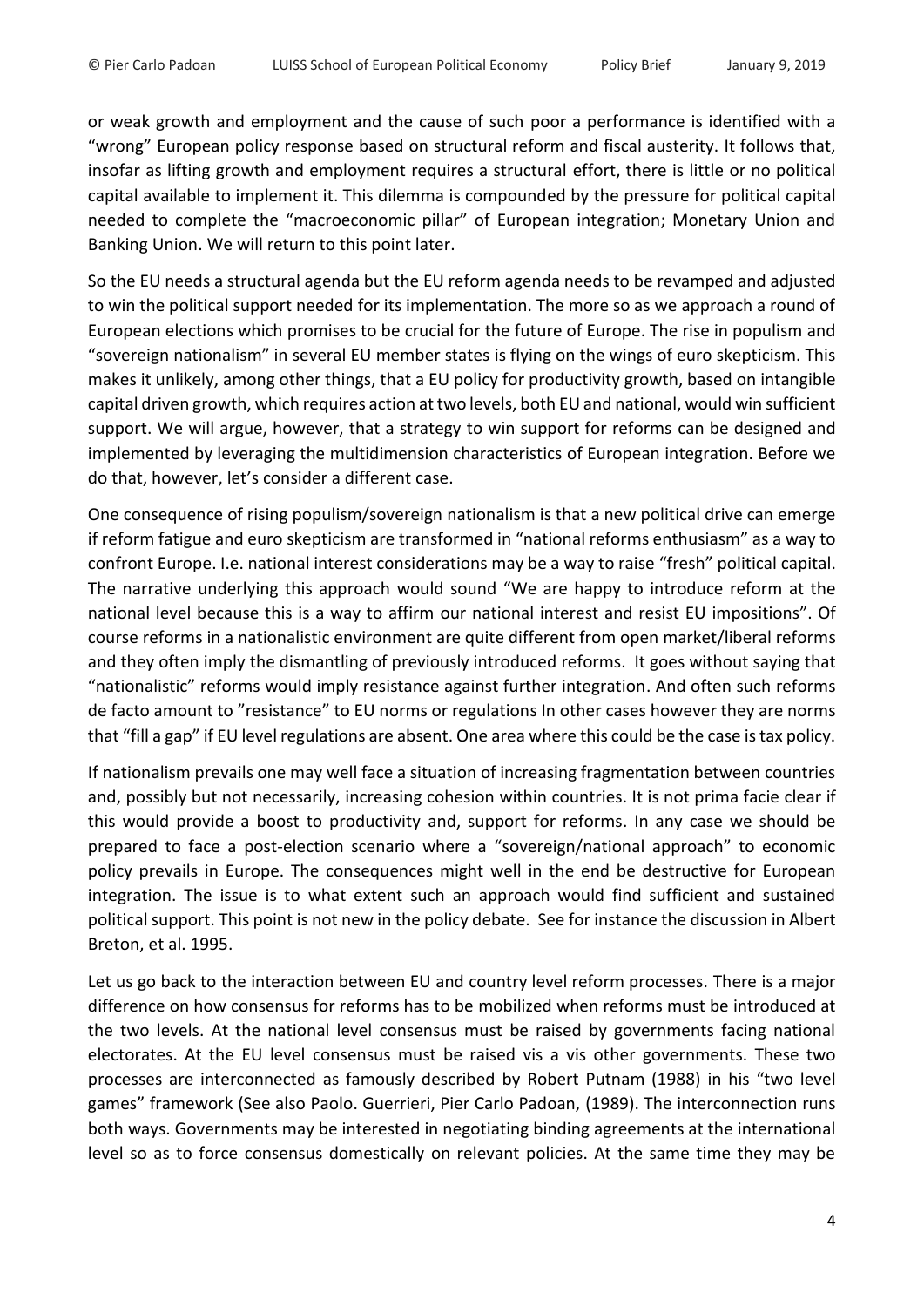or weak growth and employment and the cause of such poor a performance is identified with a "wrong" European policy response based on structural reform and fiscal austerity. It follows that, insofar as lifting growth and employment requires a structural effort, there is little or no political capital available to implement it. This dilemma is compounded by the pressure for political capital needed to complete the "macroeconomic pillar" of European integration; Monetary Union and Banking Union. We will return to this point later.

So the EU needs a structural agenda but the EU reform agenda needs to be revamped and adjusted to win the political support needed for its implementation. The more so as we approach a round of European elections which promises to be crucial for the future of Europe. The rise in populism and "sovereign nationalism" in several EU member states is flying on the wings of euro skepticism. This makes it unlikely, among other things, that a EU policy for productivity growth, based on intangible capital driven growth, which requires action at two levels, both EU and national, would win sufficient support. We will argue, however, that a strategy to win support for reforms can be designed and implemented by leveraging the multidimension characteristics of European integration. Before we do that, however, let's consider a different case.

One consequence of rising populism/sovereign nationalism is that a new political drive can emerge if reform fatigue and euro skepticism are transformed in "national reforms enthusiasm" as a way to confront Europe. I.e. national interest considerations may be a way to raise "fresh" political capital. The narrative underlying this approach would sound "We are happy to introduce reform at the national level because this is a way to affirm our national interest and resist EU impositions". Of course reforms in a nationalistic environment are quite different from open market/liberal reforms and they often imply the dismantling of previously introduced reforms. It goes without saying that "nationalistic" reforms would imply resistance against further integration. And often such reforms de facto amount to "resistance" to EU norms or regulations In other cases however they are norms that "fill a gap" if EU level regulations are absent. One area where this could be the case is tax policy.

If nationalism prevails one may well face a situation of increasing fragmentation between countries and, possibly but not necessarily, increasing cohesion within countries. It is not prima facie clear if this would provide a boost to productivity and, support for reforms. In any case we should be prepared to face a post-election scenario where a "sovereign/national approach" to economic policy prevails in Europe. The consequences might well in the end be destructive for European integration. The issue is to what extent such an approach would find sufficient and sustained political support. This point is not new in the policy debate. See for instance the discussion in Albert Breton, et al. 1995.

Let us go back to the interaction between EU and country level reform processes. There is a major difference on how consensus for reforms has to be mobilized when reforms must be introduced at the two levels. At the national level consensus must be raised by governments facing national electorates. At the EU level consensus must be raised vis a vis other governments. These two processes are interconnected as famously described by Robert Putnam (1988) in his "two level games" framework (See also Paolo. Guerrieri, Pier Carlo Padoan, (1989). The interconnection runs both ways. Governments may be interested in negotiating binding agreements at the international level so as to force consensus domestically on relevant policies. At the same time they may be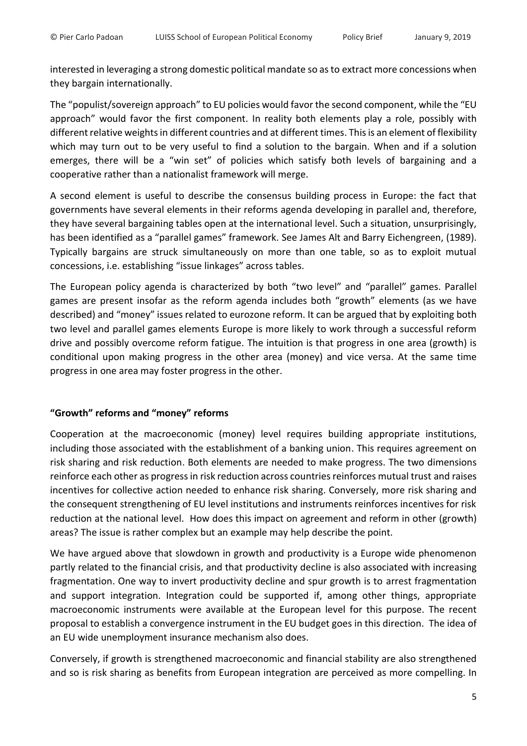interested in leveraging a strong domestic political mandate so as to extract more concessions when they bargain internationally.

The "populist/sovereign approach" to EU policies would favor the second component, while the "EU approach" would favor the first component. In reality both elements play a role, possibly with different relative weights in different countries and at different times. This is an element of flexibility which may turn out to be very useful to find a solution to the bargain. When and if a solution emerges, there will be a "win set" of policies which satisfy both levels of bargaining and a cooperative rather than a nationalist framework will merge.

A second element is useful to describe the consensus building process in Europe: the fact that governments have several elements in their reforms agenda developing in parallel and, therefore, they have several bargaining tables open at the international level. Such a situation, unsurprisingly, has been identified as a "parallel games" framework. See James Alt and Barry Eichengreen, (1989). Typically bargains are struck simultaneously on more than one table, so as to exploit mutual concessions, i.e. establishing "issue linkages" across tables.

The European policy agenda is characterized by both "two level" and "parallel" games. Parallel games are present insofar as the reform agenda includes both "growth" elements (as we have described) and "money" issues related to eurozone reform. It can be argued that by exploiting both two level and parallel games elements Europe is more likely to work through a successful reform drive and possibly overcome reform fatigue. The intuition is that progress in one area (growth) is conditional upon making progress in the other area (money) and vice versa. At the same time progress in one area may foster progress in the other.

## "Growth" reforms and "money" reforms

Cooperation at the macroeconomic (money) level requires building appropriate institutions, including those associated with the establishment of a banking union. This requires agreement on risk sharing and risk reduction. Both elements are needed to make progress. The two dimensions reinforce each other as progress in risk reduction across countries reinforces mutual trust and raises incentives for collective action needed to enhance risk sharing. Conversely, more risk sharing and the consequent strengthening of EU level institutions and instruments reinforces incentives for risk reduction at the national level. How does this impact on agreement and reform in other (growth) areas? The issue is rather complex but an example may help describe the point.

We have argued above that slowdown in growth and productivity is a Europe wide phenomenon partly related to the financial crisis, and that productivity decline is also associated with increasing fragmentation. One way to invert productivity decline and spur growth is to arrest fragmentation and support integration. Integration could be supported if, among other things, appropriate macroeconomic instruments were available at the European level for this purpose. The recent proposal to establish a convergence instrument in the EU budget goes in this direction. The idea of an EU wide unemployment insurance mechanism also does.

Conversely, if growth is strengthened macroeconomic and financial stability are also strengthened and so is risk sharing as benefits from European integration are perceived as more compelling. In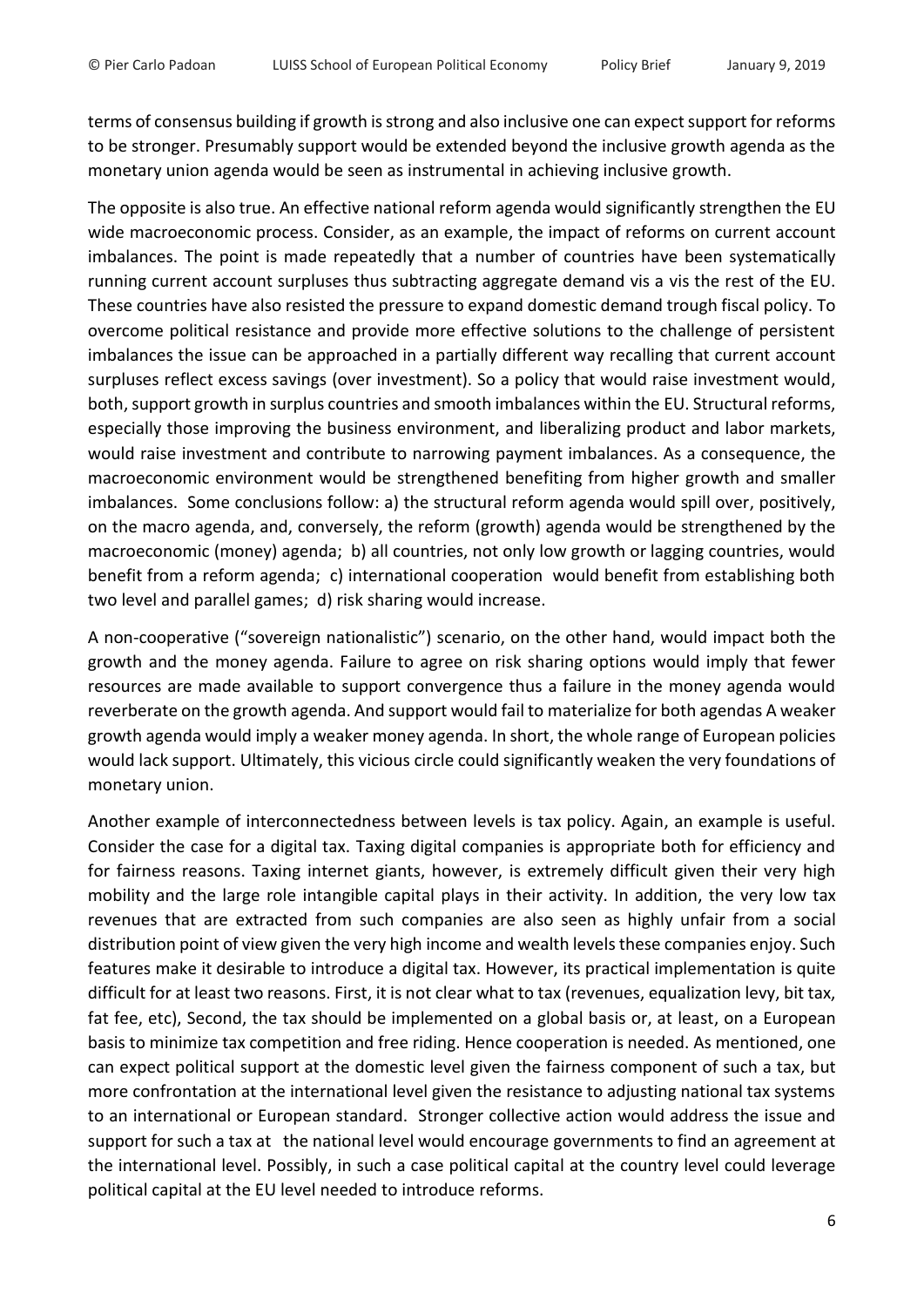terms of consensus building if growth is strong and also inclusive one can expect support for reforms to be stronger. Presumably support would be extended beyond the inclusive growth agenda as the monetary union agenda would be seen as instrumental in achieving inclusive growth.

The opposite is also true. An effective national reform agenda would significantly strengthen the EU wide macroeconomic process. Consider, as an example, the impact of reforms on current account imbalances. The point is made repeatedly that a number of countries have been systematically running current account surpluses thus subtracting aggregate demand vis a vis the rest of the EU. These countries have also resisted the pressure to expand domestic demand trough fiscal policy. To overcome political resistance and provide more effective solutions to the challenge of persistent imbalances the issue can be approached in a partially different way recalling that current account surpluses reflect excess savings (over investment). So a policy that would raise investment would, both, support growth in surplus countries and smooth imbalances within the EU. Structural reforms, especially those improving the business environment, and liberalizing product and labor markets, would raise investment and contribute to narrowing payment imbalances. As a consequence, the macroeconomic environment would be strengthened benefiting from higher growth and smaller imbalances. Some conclusions follow: a) the structural reform agenda would spill over, positively, on the macro agenda, and, conversely, the reform (growth) agenda would be strengthened by the macroeconomic (money) agenda; b) all countries, not only low growth or lagging countries, would benefit from a reform agenda; c) international cooperation would benefit from establishing both two level and parallel games; d) risk sharing would increase.

A non-cooperative ("sovereign nationalistic") scenario, on the other hand, would impact both the growth and the money agenda. Failure to agree on risk sharing options would imply that fewer resources are made available to support convergence thus a failure in the money agenda would reverberate on the growth agenda. And support would fail to materialize for both agendas A weaker growth agenda would imply a weaker money agenda. In short, the whole range of European policies would lack support. Ultimately, this vicious circle could significantly weaken the very foundations of monetary union.

Another example of interconnectedness between levels is tax policy. Again, an example is useful. Consider the case for a digital tax. Taxing digital companies is appropriate both for efficiency and for fairness reasons. Taxing internet giants, however, is extremely difficult given their very high mobility and the large role intangible capital plays in their activity. In addition, the very low tax revenues that are extracted from such companies are also seen as highly unfair from a social distribution point of view given the very high income and wealth levels these companies enjoy. Such features make it desirable to introduce a digital tax. However, its practical implementation is quite difficult for at least two reasons. First, it is not clear what to tax (revenues, equalization levy, bit tax, fat fee, etc), Second, the tax should be implemented on a global basis or, at least, on a European basis to minimize tax competition and free riding. Hence cooperation is needed. As mentioned, one can expect political support at the domestic level given the fairness component of such a tax, but more confrontation at the international level given the resistance to adjusting national tax systems to an international or European standard. Stronger collective action would address the issue and support for such a tax at the national level would encourage governments to find an agreement at the international level. Possibly, in such a case political capital at the country level could leverage political capital at the EU level needed to introduce reforms.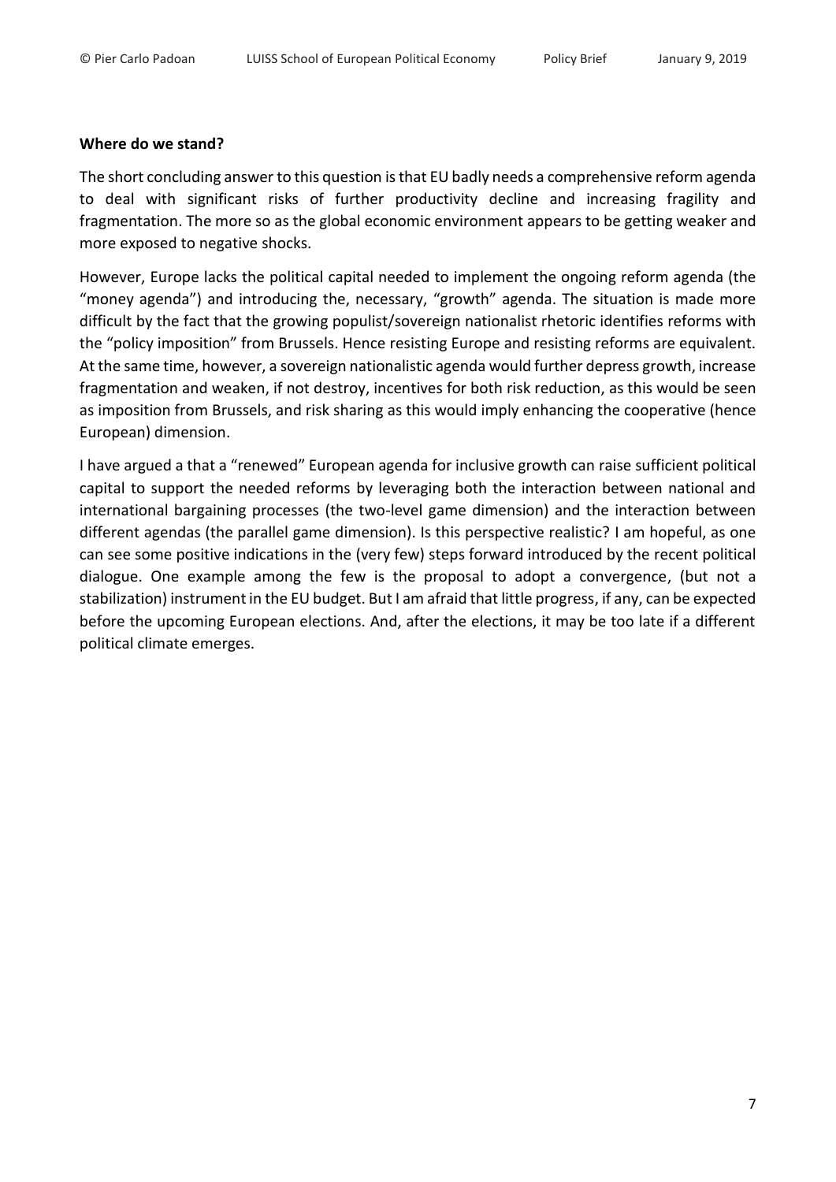**Where do we stand?**

The short concluding answer to this question is that EU badly needs a comprehensive reform agenda to deal with significant risks of further productivity decline and increasing fragility and fragmentation. The more so as the global economic environment appears to be getting weaker and more exposed to negative shocks.

However, Europe lacks the political capital needed to implement the ongoing reform agenda (the "money agenda") and introducing the, necessary, "growth" agenda. The situation is made more difficult by the fact that the growing populist/sovereign nationalist rhetoric identifies reforms with the "policy imposition" from Brussels. Hence resisting Europe and resisting reforms are equivalent. At the same time, however, a sovereign nationalistic agenda would further depress growth, increase fragmentation and weaken, if not destroy, incentives for both risk reduction, as this would be seen as imposition from Brussels, and risk sharing as this would imply enhancing the cooperative (hence European) dimension.

I have argued a that a "renewed" European agenda for inclusive growth can raise sufficient political capital to support the needed reforms by leveraging both the interaction between national and international bargaining processes (the two-level game dimension) and the interaction between different agendas (the parallel game dimension). Is this perspective realistic? I am hopeful, as one can see some positive indications in the (very few) steps forward introduced by the recent political dialogue. One example among the few is the proposal to adopt a convergence, (but not a stabilization) instrument in the EU budget. But I am afraid that little progress, if any, can be expected before the upcoming European elections. And, after the elections, it may be too late if a different political climate emerges.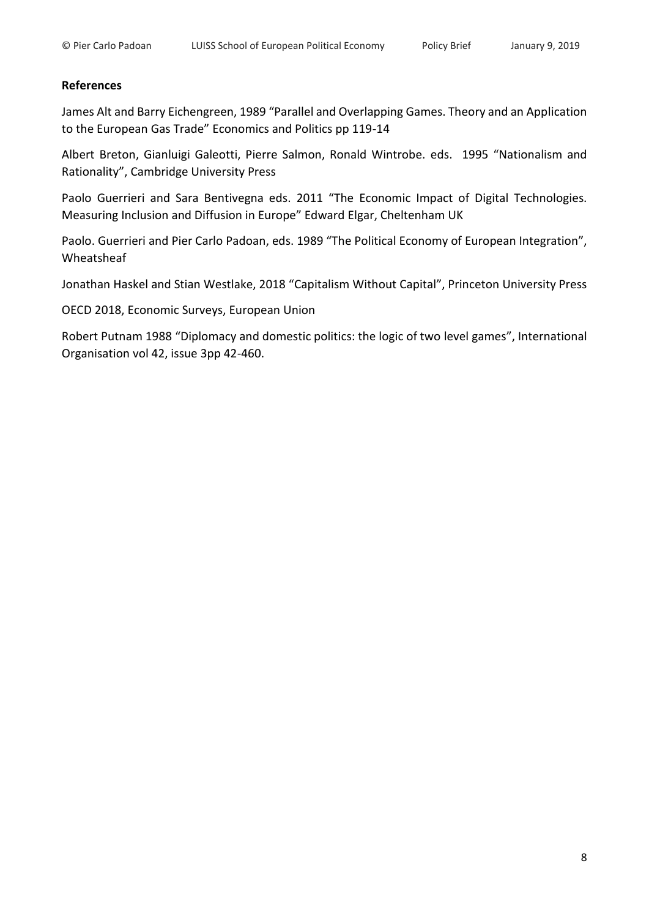**References**

James Alt and Barry Eichengreen, 1989 “Parallel and Overlapping Games. Theory and an Application to the European Gas Trade” Economics and Politics pp 119-14

Albert Breton, Gianluigi Galeotti, Pierre Salmon, Ronald Wintrobe. eds. 1995 “Nationalism and Rationality”, Cambridge University Press

Paolo Guerrieri and Sara Bentivegna eds. 2011 “The Economic Impact of Digital Technologies. Measuring Inclusion and Diffusion in Europe” Edward Elgar, Cheltenham UK

Paolo. Guerrieri and Pier Carlo Padoan, eds. 1989 “The Political Economy of European Integration”, Wheatsheaf

Jonathan Haskel and Stian Westlake, 2018 “Capitalism Without Capital”, Princeton University Press

OECD 2018, Economic Surveys, European Union

Robert Putnam 1988 “Diplomacy and domestic politics: the logic of two level games”, International Organisation vol 42, issue 3pp 42-460.